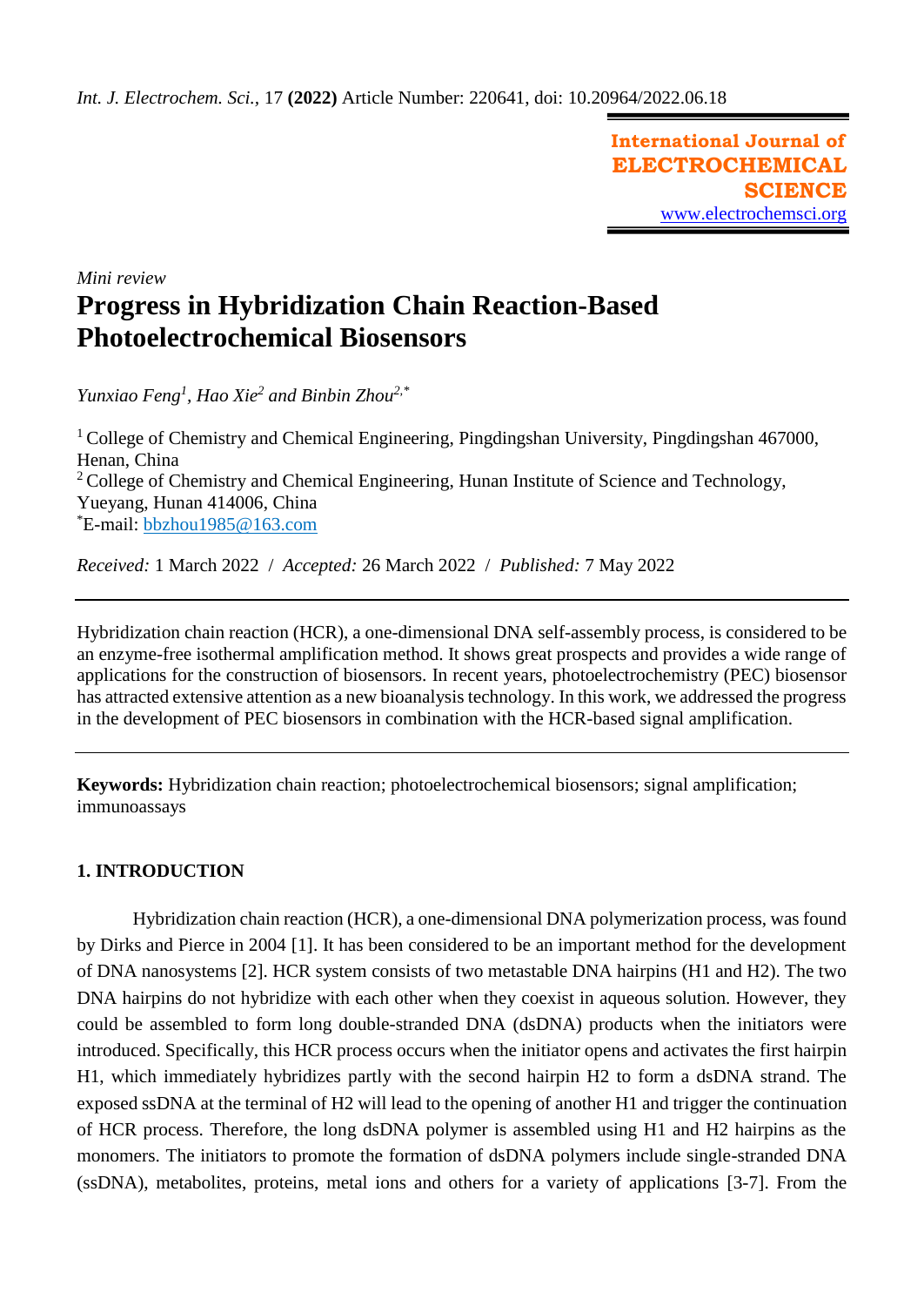*Mini review*

# Progress in Hybridization Chain Reaction-Based Photoelectrochemical Biosensors

*Yunxiao Feng[1], Hao Xie[2] and Binbin Zhou[2,*]*

[1] College of Chemistry and Chemical Engineering, Pingdingshan University, Pingdingshan 467000, Henan, China
[2] College of Chemistry and Chemical Engineering, Hunan Institute of Science and Technology, Yueyang, Hunan 414006, China
[*]E-mail: bbzhou1985@163.com

*Received:* 1 March 2022 / *Accepted:* 26 March 2022 / *Published:* 7 May 2022

---

Hybridization chain reaction (HCR), a one-dimensional DNA self-assembly process, is considered to be an enzyme-free isothermal amplification method. It shows great prospects and provides a wide range of applications for the construction of biosensors. In recent years, photoelectrochemistry (PEC) biosensor has attracted extensive attention as a new bioanalysis technology. In this work, we addressed the progress in the development of PEC biosensors in combination with the HCR-based signal amplification.

---

**Keywords:** Hybridization chain reaction; photoelectrochemical biosensors; signal amplification; immunoassays

## 1. INTRODUCTION

Hybridization chain reaction (HCR), a one-dimensional DNA polymerization process, was found by Dirks and Pierce in 2004 [1]. It has been considered to be an important method for the development of DNA nanosystems [2]. HCR system consists of two metastable DNA hairpins (H1 and H2). The two DNA hairpins do not hybridize with each other when they coexist in aqueous solution. However, they could be assembled to form long double-stranded DNA (dsDNA) products when the initiators were introduced. Specifically, this HCR process occurs when the initiator opens and activates the first hairpin H1, which immediately hybridizes partly with the second hairpin H2 to form a dsDNA strand. The exposed ssDNA at the terminal of H2 will lead to the opening of another H1 and trigger the continuation of HCR process. Therefore, the long dsDNA polymer is assembled using H1 and H2 hairpins as the monomers. The initiators to promote the formation of dsDNA polymers include single-stranded DNA (ssDNA), metabolites, proteins, metal ions and others for a variety of applications [3-7]. From the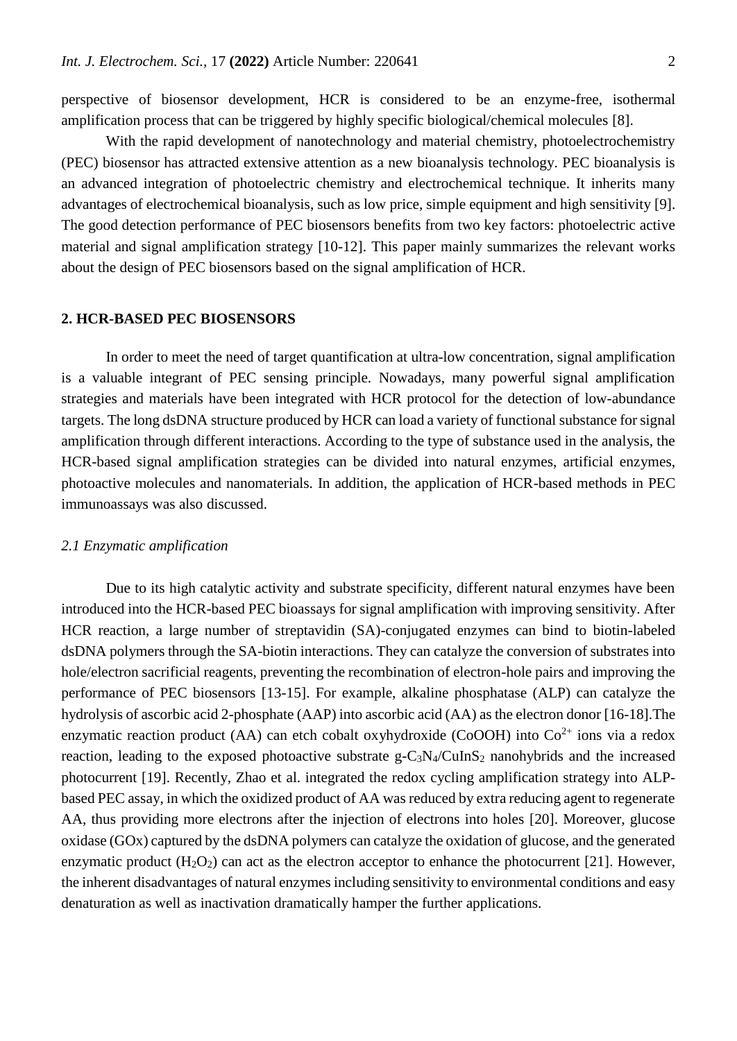perspective of biosensor development, HCR is considered to be an enzyme-free, isothermal amplification process that can be triggered by highly specific biological/chemical molecules [8].

With the rapid development of nanotechnology and material chemistry, photoelectrochemistry (PEC) biosensor has attracted extensive attention as a new bioanalysis technology. PEC bioanalysis is an advanced integration of photoelectric chemistry and electrochemical technique. It inherits many advantages of electrochemical bioanalysis, such as low price, simple equipment and high sensitivity [9]. The good detection performance of PEC biosensors benefits from two key factors: photoelectric active material and signal amplification strategy [10-12]. This paper mainly summarizes the relevant works about the design of PEC biosensors based on the signal amplification of HCR.

## 2. HCR-BASED PEC BIOSENSORS

In order to meet the need of target quantification at ultra-low concentration, signal amplification is a valuable integrant of PEC sensing principle. Nowadays, many powerful signal amplification strategies and materials have been integrated with HCR protocol for the detection of low-abundance targets. The long dsDNA structure produced by HCR can load a variety of functional substance for signal amplification through different interactions. According to the type of substance used in the analysis, the HCR-based signal amplification strategies can be divided into natural enzymes, artificial enzymes, photoactive molecules and nanomaterials. In addition, the application of HCR-based methods in PEC immunoassays was also discussed.

### *2.1 Enzymatic amplification*

Due to its high catalytic activity and substrate specificity, different natural enzymes have been introduced into the HCR-based PEC bioassays for signal amplification with improving sensitivity. After HCR reaction, a large number of streptavidin (SA)-conjugated enzymes can bind to biotin-labeled dsDNA polymers through the SA-biotin interactions. They can catalyze the conversion of substrates into hole/electron sacrificial reagents, preventing the recombination of electron-hole pairs and improving the performance of PEC biosensors [13-15]. For example, alkaline phosphatase (ALP) can catalyze the hydrolysis of ascorbic acid 2-phosphate (AAP) into ascorbic acid (AA) as the electron donor [16-18].The enzymatic reaction product (AA) can etch cobalt oxyhydroxide (CoOOH) into $Co^{2+}$ ions via a redox reaction, leading to the exposed photoactive substrate g-$C_3N_4$/$CuInS_2$ nanohybrids and the increased photocurrent [19]. Recently, Zhao et al. integrated the redox cycling amplification strategy into ALP-based PEC assay, in which the oxidized product of AA was reduced by extra reducing agent to regenerate AA, thus providing more electrons after the injection of electrons into holes [20]. Moreover, glucose oxidase (GOx) captured by the dsDNA polymers can catalyze the oxidation of glucose, and the generated enzymatic product ($H_2O_2$) can act as the electron acceptor to enhance the photocurrent [21]. However, the inherent disadvantages of natural enzymes including sensitivity to environmental conditions and easy denaturation as well as inactivation dramatically hamper the further applications.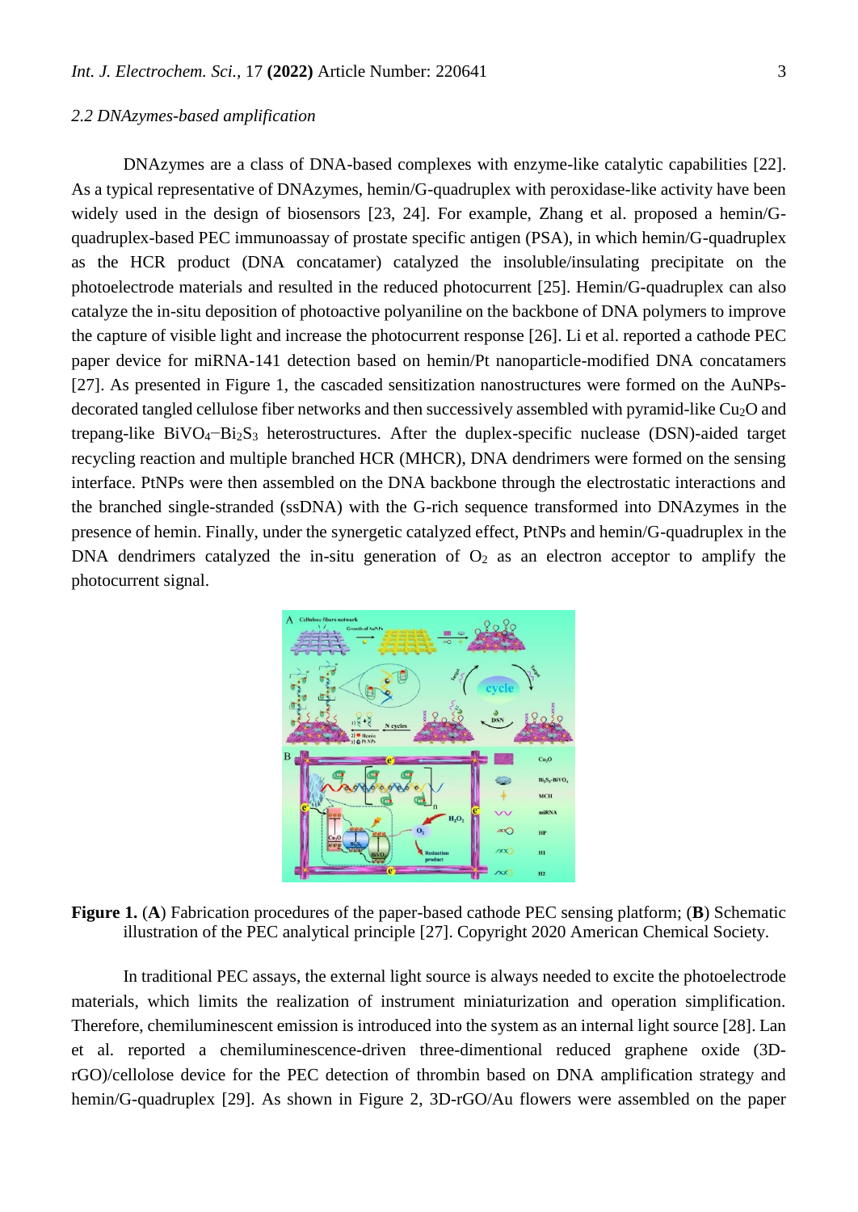### 2.2 DNAzymes-based amplification

DNAzymes are a class of DNA-based complexes with enzyme-like catalytic capabilities [22]. As a typical representative of DNAzymes, hemin/G-quadruplex with peroxidase-like activity have been widely used in the design of biosensors [23, 24]. For example, Zhang et al. proposed a hemin/G-quadruplex-based PEC immunoassay of prostate specific antigen (PSA), in which hemin/G-quadruplex as the HCR product (DNA concatamer) catalyzed the insoluble/insulating precipitate on the photoelectrode materials and resulted in the reduced photocurrent [25]. Hemin/G-quadruplex can also catalyze the in-situ deposition of photoactive polyaniline on the backbone of DNA polymers to improve the capture of visible light and increase the photocurrent response [26]. Li et al. reported a cathode PEC paper device for miRNA-141 detection based on hemin/Pt nanoparticle-modified DNA concatamers [27]. As presented in Figure 1, the cascaded sensitization nanostructures were formed on the AuNPs-decorated tangled cellulose fiber networks and then successively assembled with pyramid-like $Cu_2O$ and trepang-like $BiVO_4$−$Bi_2S_3$ heterostructures. After the duplex-specific nuclease (DSN)-aided target recycling reaction and multiple branched HCR (MHCR), DNA dendrimers were formed on the sensing interface. PtNPs were then assembled on the DNA backbone through the electrostatic interactions and the branched single-stranded (ssDNA) with the G-rich sequence transformed into DNAzymes in the presence of hemin. Finally, under the synergetic catalyzed effect, PtNPs and hemin/G-quadruplex in the DNA dendrimers catalyzed the in-situ generation of $O_2$ as an electron acceptor to amplify the photocurrent signal.

**Figure 1.** (**A**) Fabrication procedures of the paper-based cathode PEC sensing platform; (**B**) Schematic illustration of the PEC analytical principle [27]. Copyright 2020 American Chemical Society.

In traditional PEC assays, the external light source is always needed to excite the photoelectrode materials, which limits the realization of instrument miniaturization and operation simplification. Therefore, chemiluminescent emission is introduced into the system as an internal light source [28]. Lan et al. reported a chemiluminescence-driven three-dimentional reduced graphene oxide (3D-rGO)/cellolose device for the PEC detection of thrombin based on DNA amplification strategy and hemin/G-quadruplex [29]. As shown in Figure 2, 3D-rGO/Au flowers were assembled on the paper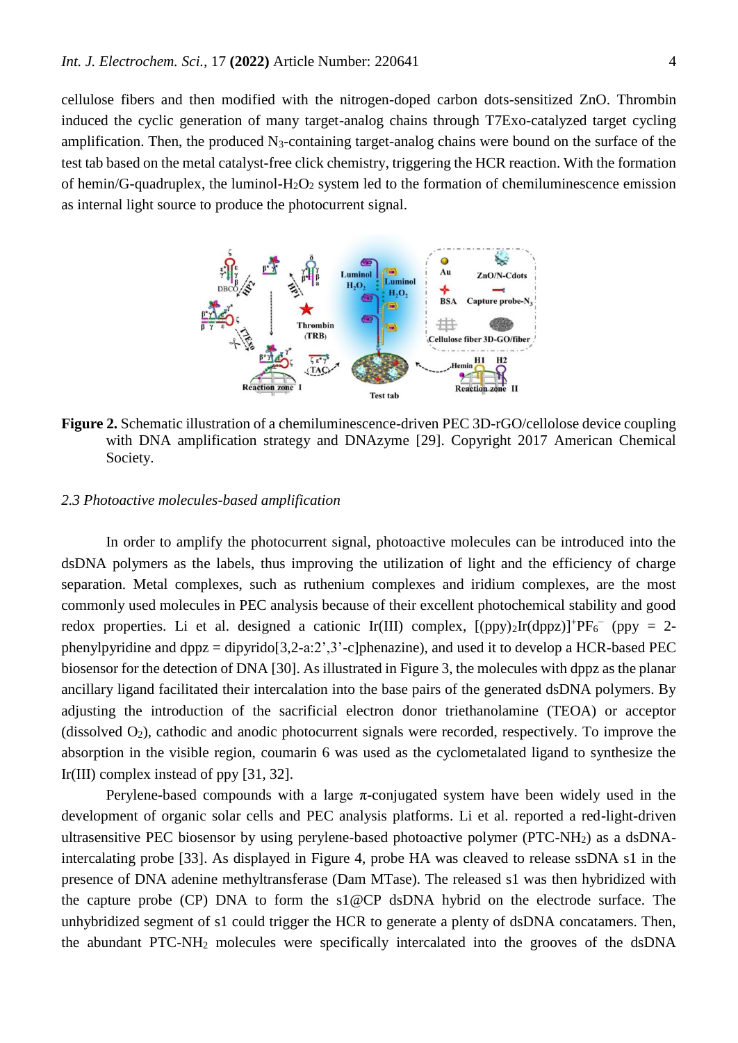cellulose fibers and then modified with the nitrogen-doped carbon dots-sensitized ZnO. Thrombin induced the cyclic generation of many target-analog chains through T7Exo-catalyzed target cycling amplification. Then, the produced $N_3$-containing target-analog chains were bound on the surface of the test tab based on the metal catalyst-free click chemistry, triggering the HCR reaction. With the formation of hemin/G-quadruplex, the luminol-$H_2O_2$ system led to the formation of chemiluminescence emission as internal light source to produce the photocurrent signal.

**Figure 2.** Schematic illustration of a chemiluminescence-driven PEC 3D-rGO/cellolose device coupling with DNA amplification strategy and DNAzyme [29]. Copyright 2017 American Chemical Society.

### *2.3 Photoactive molecules-based amplification*

In order to amplify the photocurrent signal, photoactive molecules can be introduced into the dsDNA polymers as the labels, thus improving the utilization of light and the efficiency of charge separation. Metal complexes, such as ruthenium complexes and iridium complexes, are the most commonly used molecules in PEC analysis because of their excellent photochemical stability and good redox properties. Li et al. designed a cationic Ir(III) complex, $[(ppy)_2Ir(dppz)]^+PF_6^-$ (ppy = 2-phenylpyridine and dppz = dipyrido[3,2-a:2',3'-c]phenazine), and used it to develop a HCR-based PEC biosensor for the detection of DNA [30]. As illustrated in Figure 3, the molecules with dppz as the planar ancillary ligand facilitated their intercalation into the base pairs of the generated dsDNA polymers. By adjusting the introduction of the sacrificial electron donor triethanolamine (TEOA) or acceptor (dissolved $O_2$), cathodic and anodic photocurrent signals were recorded, respectively. To improve the absorption in the visible region, coumarin 6 was used as the cyclometalated ligand to synthesize the Ir(III) complex instead of ppy [31, 32].

Perylene-based compounds with a large π-conjugated system have been widely used in the development of organic solar cells and PEC analysis platforms. Li et al. reported a red-light-driven ultrasensitive PEC biosensor by using perylene-based photoactive polymer (PTC-$NH_2$) as a dsDNA-intercalating probe [33]. As displayed in Figure 4, probe HA was cleaved to release ssDNA s1 in the presence of DNA adenine methyltransferase (Dam MTase). The released s1 was then hybridized with the capture probe (CP) DNA to form the s1@CP dsDNA hybrid on the electrode surface. The unhybridized segment of s1 could trigger the HCR to generate a plenty of dsDNA concatamers. Then, the abundant PTC-$NH_2$ molecules were specifically intercalated into the grooves of the dsDNA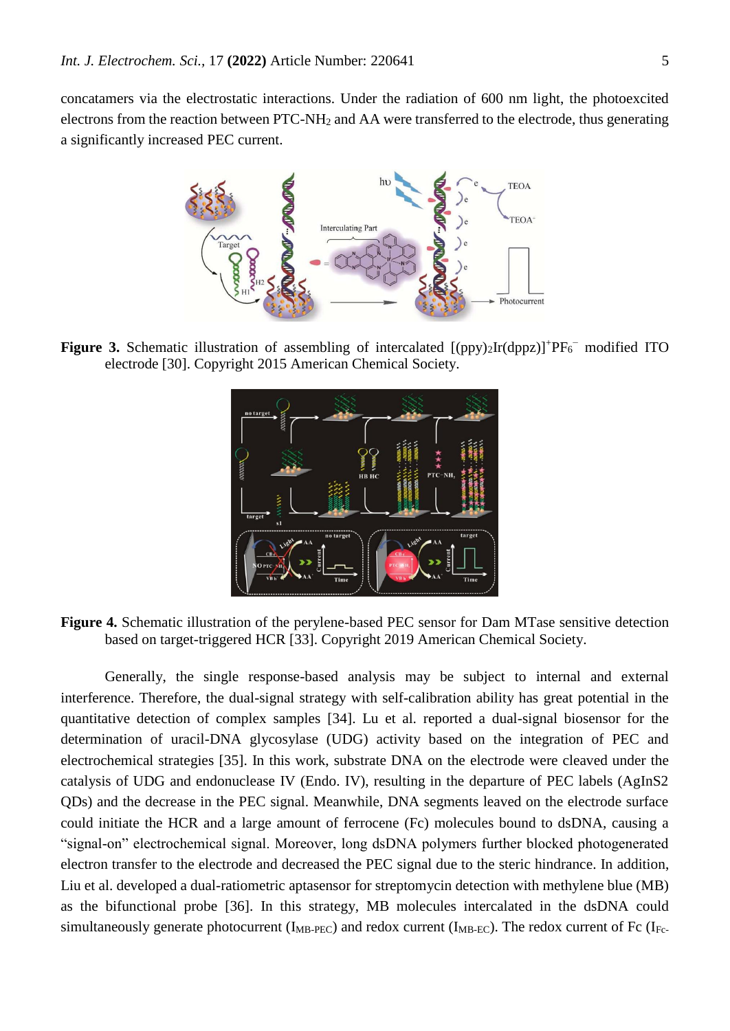concatamers via the electrostatic interactions. Under the radiation of 600 nm light, the photoexcited electrons from the reaction between PTC-$NH_2$ and AA were transferred to the electrode, thus generating a significantly increased PEC current.

**Figure 3.** Schematic illustration of assembling of intercalated $[(ppy)_2Ir(dppz)]^+PF_6^-$ modified ITO electrode [30]. Copyright 2015 American Chemical Society.

**Figure 4.** Schematic illustration of the perylene-based PEC sensor for Dam MTase sensitive detection based on target-triggered HCR [33]. Copyright 2019 American Chemical Society.

Generally, the single response-based analysis may be subject to internal and external interference. Therefore, the dual-signal strategy with self-calibration ability has great potential in the quantitative detection of complex samples [34]. Lu et al. reported a dual-signal biosensor for the determination of uracil-DNA glycosylase (UDG) activity based on the integration of PEC and electrochemical strategies [35]. In this work, substrate DNA on the electrode were cleaved under the catalysis of UDG and endonuclease IV (Endo. IV), resulting in the departure of PEC labels (AgInS2 QDs) and the decrease in the PEC signal. Meanwhile, DNA segments leaved on the electrode surface could initiate the HCR and a large amount of ferrocene (Fc) molecules bound to dsDNA, causing a "signal-on" electrochemical signal. Moreover, long dsDNA polymers further blocked photogenerated electron transfer to the electrode and decreased the PEC signal due to the steric hindrance. In addition, Liu et al. developed a dual-ratiometric aptasensor for streptomycin detection with methylene blue (MB) as the bifunctional probe [36]. In this strategy, MB molecules intercalated in the dsDNA could simultaneously generate photocurrent ($I_{MB\text{-}PEC}$) and redox current ($I_{MB\text{-}EC}$). The redox current of Fc ($I_{Fc\text{-}}$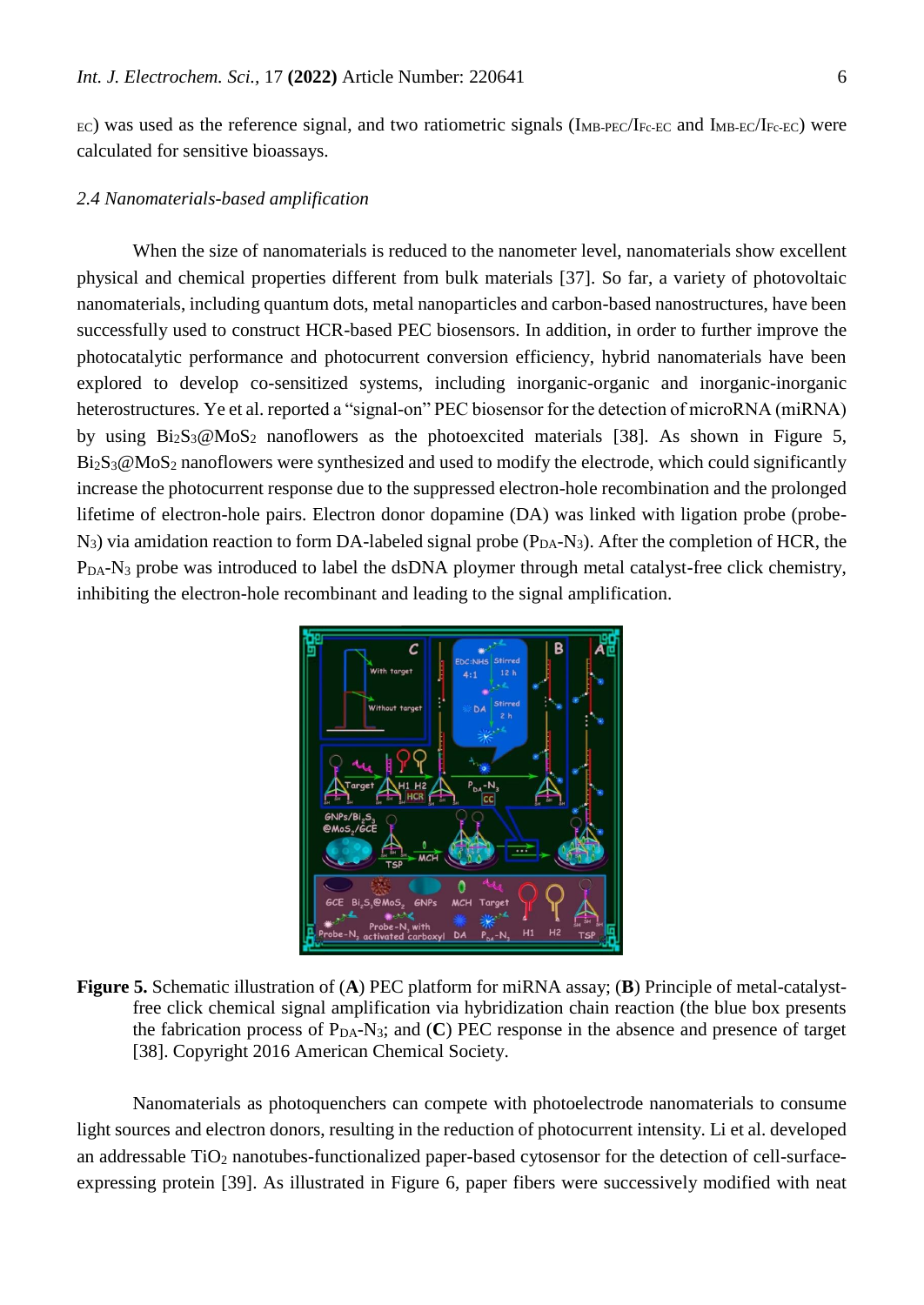EC) was used as the reference signal, and two ratiometric signals ($I_{MB-PEC}/I_{Fc-EC}$ and $I_{MB-EC}/I_{Fc-EC}$) were calculated for sensitive bioassays.

### *2.4 Nanomaterials-based amplification*

When the size of nanomaterials is reduced to the nanometer level, nanomaterials show excellent physical and chemical properties different from bulk materials [37]. So far, a variety of photovoltaic nanomaterials, including quantum dots, metal nanoparticles and carbon-based nanostructures, have been successfully used to construct HCR-based PEC biosensors. In addition, in order to further improve the photocatalytic performance and photocurrent conversion efficiency, hybrid nanomaterials have been explored to develop co-sensitized systems, including inorganic-organic and inorganic-inorganic heterostructures. Ye et al. reported a "signal-on" PEC biosensor for the detection of microRNA (miRNA) by using $Bi_2S_3$@$MoS_2$ nanoflowers as the photoexcited materials [38]. As shown in Figure 5, $Bi_2S_3$@$MoS_2$ nanoflowers were synthesized and used to modify the electrode, which could significantly increase the photocurrent response due to the suppressed electron-hole recombination and the prolonged lifetime of electron-hole pairs. Electron donor dopamine (DA) was linked with ligation probe (probe-$N_3$) via amidation reaction to form DA-labeled signal probe ($P_{DA}$-$N_3$). After the completion of HCR, the $P_{DA}$-$N_3$ probe was introduced to label the dsDNA ploymer through metal catalyst-free click chemistry, inhibiting the electron-hole recombinant and leading to the signal amplification.

**Figure 5.** Schematic illustration of (**A**) PEC platform for miRNA assay; (**B**) Principle of metal-catalyst-free click chemical signal amplification via hybridization chain reaction (the blue box presents the fabrication process of $P_{DA}$-$N_3$; and (**C**) PEC response in the absence and presence of target [38]. Copyright 2016 American Chemical Society.

Nanomaterials as photoquenchers can compete with photoelectrode nanomaterials to consume light sources and electron donors, resulting in the reduction of photocurrent intensity. Li et al. developed an addressable $TiO_2$ nanotubes-functionalized paper-based cytosensor for the detection of cell-surface-expressing protein [39]. As illustrated in Figure 6, paper fibers were successively modified with neat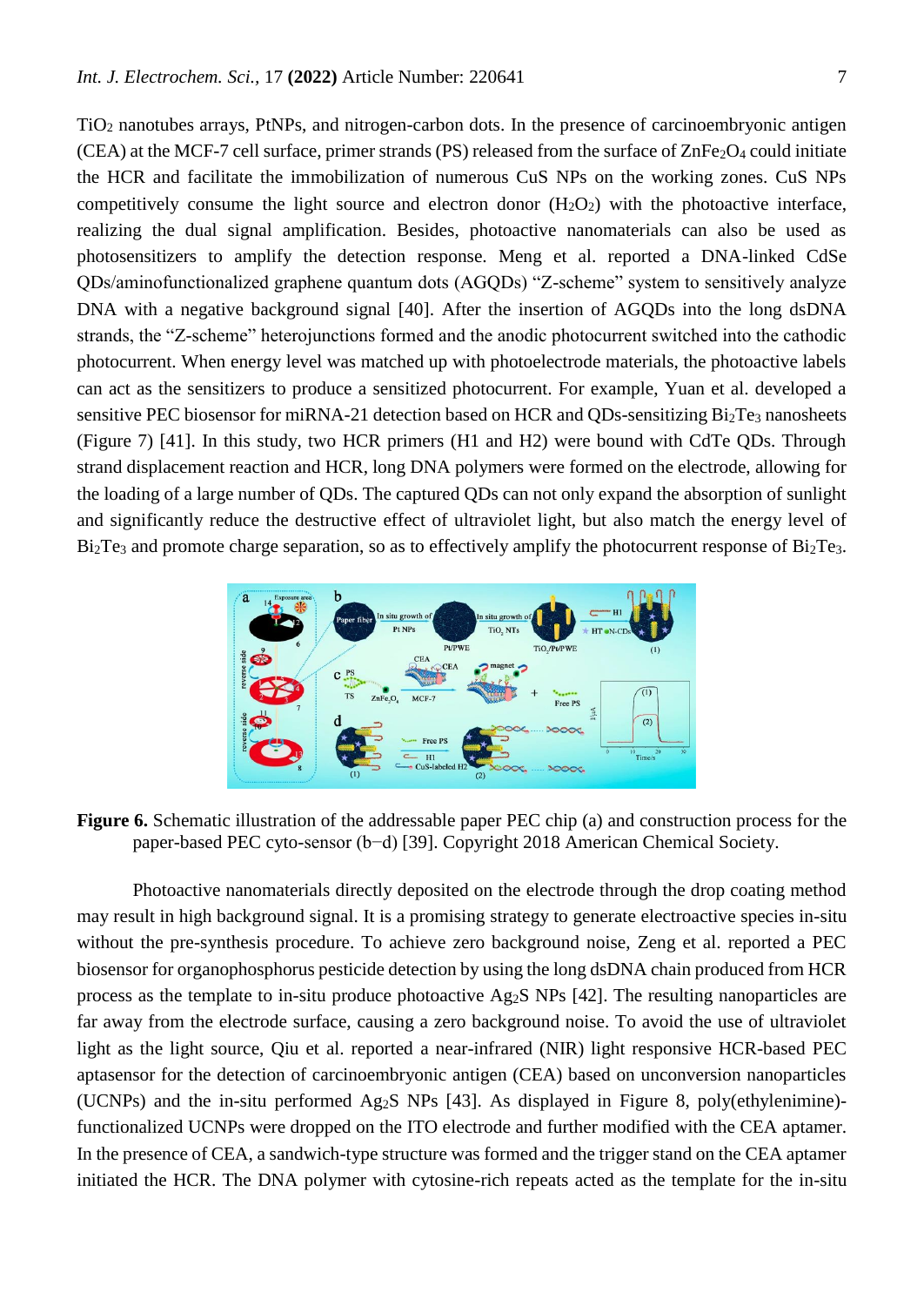$TiO_2$ nanotubes arrays, PtNPs, and nitrogen-carbon dots. In the presence of carcinoembryonic antigen (CEA) at the MCF-7 cell surface, primer strands (PS) released from the surface of $ZnFe_2O_4$ could initiate the HCR and facilitate the immobilization of numerous CuS NPs on the working zones. CuS NPs competitively consume the light source and electron donor ($H_2O_2$) with the photoactive interface, realizing the dual signal amplification. Besides, photoactive nanomaterials can also be used as photosensitizers to amplify the detection response. Meng et al. reported a DNA-linked CdSe QDs/aminofunctionalized graphene quantum dots (AGQDs) "Z-scheme" system to sensitively analyze DNA with a negative background signal [40]. After the insertion of AGQDs into the long dsDNA strands, the "Z-scheme" heterojunctions formed and the anodic photocurrent switched into the cathodic photocurrent. When energy level was matched up with photoelectrode materials, the photoactive labels can act as the sensitizers to produce a sensitized photocurrent. For example, Yuan et al. developed a sensitive PEC biosensor for miRNA-21 detection based on HCR and QDs-sensitizing $Bi_2Te_3$ nanosheets (Figure 7) [41]. In this study, two HCR primers (H1 and H2) were bound with CdTe QDs. Through strand displacement reaction and HCR, long DNA polymers were formed on the electrode, allowing for the loading of a large number of QDs. The captured QDs can not only expand the absorption of sunlight and significantly reduce the destructive effect of ultraviolet light, but also match the energy level of $Bi_2Te_3$ and promote charge separation, so as to effectively amplify the photocurrent response of $Bi_2Te_3$.

**Figure 6.** Schematic illustration of the addressable paper PEC chip (a) and construction process for the paper-based PEC cyto-sensor (b−d) [39]. Copyright 2018 American Chemical Society.

Photoactive nanomaterials directly deposited on the electrode through the drop coating method may result in high background signal. It is a promising strategy to generate electroactive species in-situ without the pre-synthesis procedure. To achieve zero background noise, Zeng et al. reported a PEC biosensor for organophosphorus pesticide detection by using the long dsDNA chain produced from HCR process as the template to in-situ produce photoactive $Ag_2S$ NPs [42]. The resulting nanoparticles are far away from the electrode surface, causing a zero background noise. To avoid the use of ultraviolet light as the light source, Qiu et al. reported a near-infrared (NIR) light responsive HCR-based PEC aptasensor for the detection of carcinoembryonic antigen (CEA) based on unconversion nanoparticles (UCNPs) and the in-situ performed $Ag_2S$ NPs [43]. As displayed in Figure 8, poly(ethylenimine)-functionalized UCNPs were dropped on the ITO electrode and further modified with the CEA aptamer. In the presence of CEA, a sandwich-type structure was formed and the trigger stand on the CEA aptamer initiated the HCR. The DNA polymer with cytosine-rich repeats acted as the template for the in-situ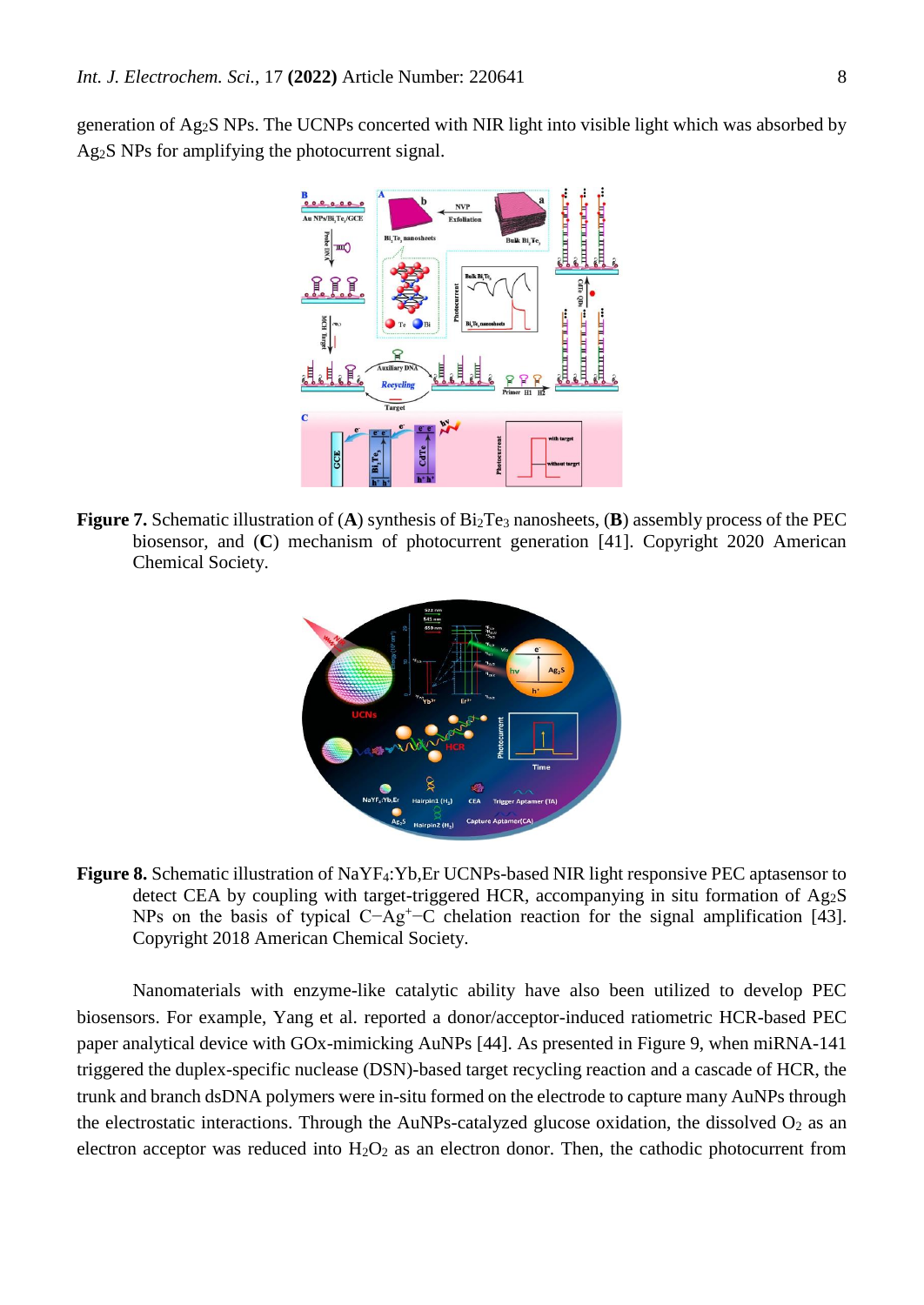generation of $Ag_2S$ NPs. The UCNPs concerted with NIR light into visible light which was absorbed by $Ag_2S$ NPs for amplifying the photocurrent signal.

**Figure 7.** Schematic illustration of (**A**) synthesis of $Bi_2Te_3$ nanosheets, (**B**) assembly process of the PEC biosensor, and (**C**) mechanism of photocurrent generation [41]. Copyright 2020 American Chemical Society.

**Figure 8.** Schematic illustration of $NaYF_4$:Yb,Er UCNPs-based NIR light responsive PEC aptasensor to detect CEA by coupling with target-triggered HCR, accompanying in situ formation of $Ag_2S$ NPs on the basis of typical C−$Ag^+$−C chelation reaction for the signal amplification [43]. Copyright 2018 American Chemical Society.

Nanomaterials with enzyme-like catalytic ability have also been utilized to develop PEC biosensors. For example, Yang et al. reported a donor/acceptor-induced ratiometric HCR-based PEC paper analytical device with GOx-mimicking AuNPs [44]. As presented in Figure 9, when miRNA-141 triggered the duplex-specific nuclease (DSN)-based target recycling reaction and a cascade of HCR, the trunk and branch dsDNA polymers were in-situ formed on the electrode to capture many AuNPs through the electrostatic interactions. Through the AuNPs-catalyzed glucose oxidation, the dissolved $O_2$ as an electron acceptor was reduced into $H_2O_2$ as an electron donor. Then, the cathodic photocurrent from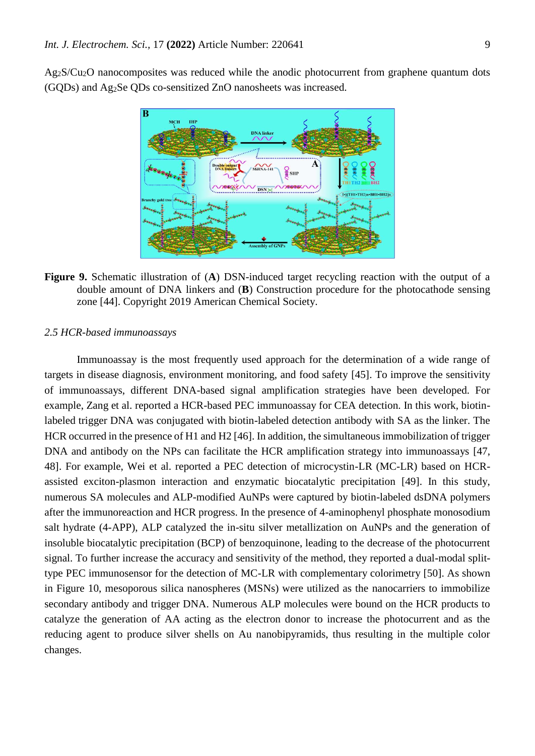$Ag_2S/Cu_2O$ nanocomposites was reduced while the anodic photocurrent from graphene quantum dots (GQDs) and $Ag_2Se$ QDs co-sensitized ZnO nanosheets was increased.

**Figure 9.** Schematic illustration of (**A**) DSN-induced target recycling reaction with the output of a double amount of DNA linkers and (**B**) Construction procedure for the photocathode sensing zone [44]. Copyright 2019 American Chemical Society.

### *2.5 HCR-based immunoassays*

Immunoassay is the most frequently used approach for the determination of a wide range of targets in disease diagnosis, environment monitoring, and food safety [45]. To improve the sensitivity of immunoassays, different DNA-based signal amplification strategies have been developed. For example, Zang et al. reported a HCR-based PEC immunoassay for CEA detection. In this work, biotin-labeled trigger DNA was conjugated with biotin-labeled detection antibody with SA as the linker. The HCR occurred in the presence of H1 and H2 [46]. In addition, the simultaneous immobilization of trigger DNA and antibody on the NPs can facilitate the HCR amplification strategy into immunoassays [47, 48]. For example, Wei et al. reported a PEC detection of microcystin-LR (MC-LR) based on HCR-assisted exciton-plasmon interaction and enzymatic biocatalytic precipitation [49]. In this study, numerous SA molecules and ALP-modified AuNPs were captured by biotin-labeled dsDNA polymers after the immunoreaction and HCR progress. In the presence of 4-aminophenyl phosphate monosodium salt hydrate (4-APP), ALP catalyzed the in-situ silver metallization on AuNPs and the generation of insoluble biocatalytic precipitation (BCP) of benzoquinone, leading to the decrease of the photocurrent signal. To further increase the accuracy and sensitivity of the method, they reported a dual-modal split-type PEC immunosensor for the detection of MC-LR with complementary colorimetry [50]. As shown in Figure 10, mesoporous silica nanospheres (MSNs) were utilized as the nanocarriers to immobilize secondary antibody and trigger DNA. Numerous ALP molecules were bound on the HCR products to catalyze the generation of AA acting as the electron donor to increase the photocurrent and as the reducing agent to produce silver shells on Au nanobipyramids, thus resulting in the multiple color changes.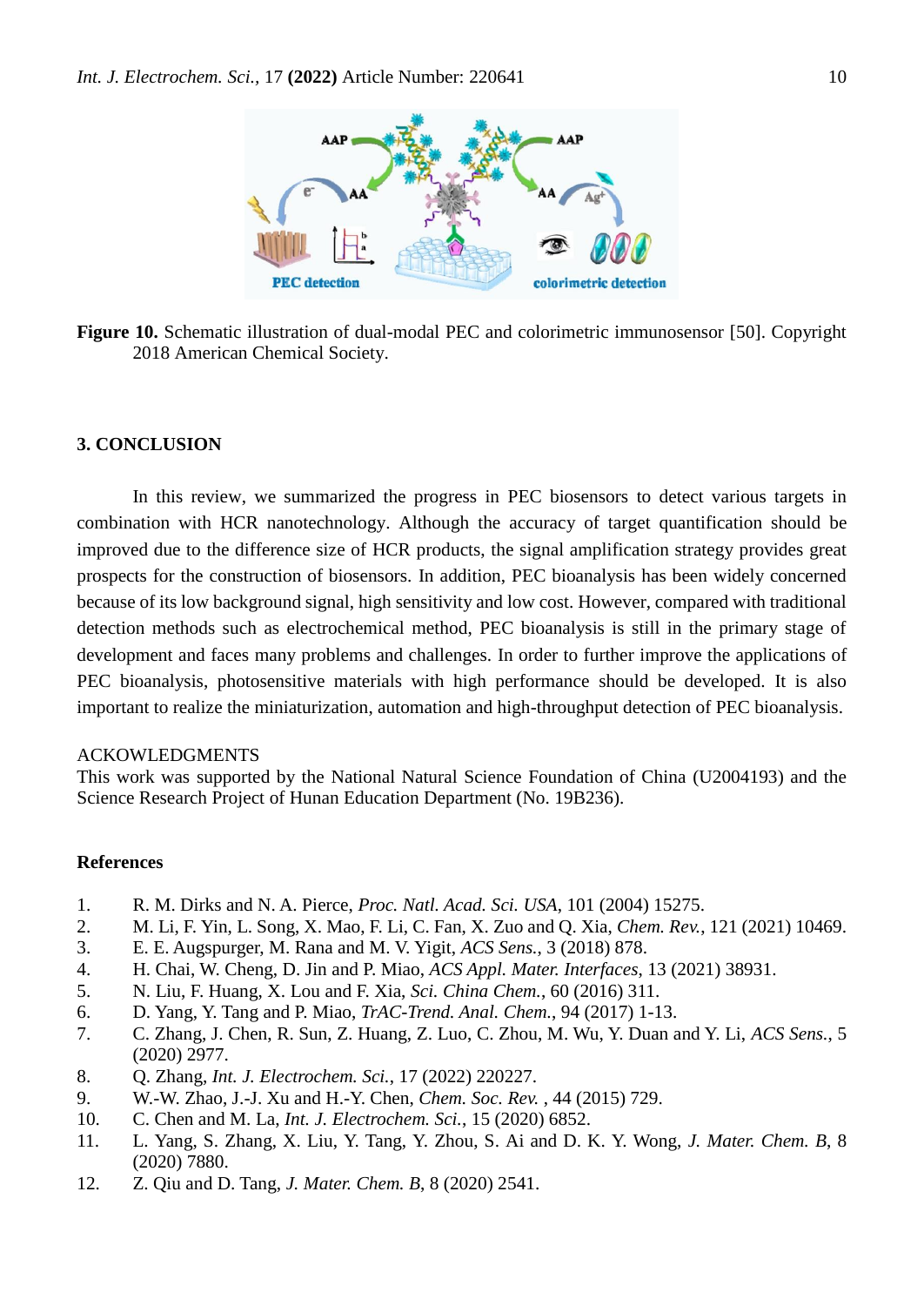**Figure 10.** Schematic illustration of dual-modal PEC and colorimetric immunosensor [50]. Copyright 2018 American Chemical Society.

## 3. CONCLUSION

In this review, we summarized the progress in PEC biosensors to detect various targets in combination with HCR nanotechnology. Although the accuracy of target quantification should be improved due to the difference size of HCR products, the signal amplification strategy provides great prospects for the construction of biosensors. In addition, PEC bioanalysis has been widely concerned because of its low background signal, high sensitivity and low cost. However, compared with traditional detection methods such as electrochemical method, PEC bioanalysis is still in the primary stage of development and faces many problems and challenges. In order to further improve the applications of PEC bioanalysis, photosensitive materials with high performance should be developed. It is also important to realize the miniaturization, automation and high-throughput detection of PEC bioanalysis.

ACKOWLEDGMENTS

This work was supported by the National Natural Science Foundation of China (U2004193) and the Science Research Project of Hunan Education Department (No. 19B236).

## References

1. R. M. Dirks and N. A. Pierce, *Proc. Natl. Acad. Sci. USA*, 101 (2004) 15275.
2. M. Li, F. Yin, L. Song, X. Mao, F. Li, C. Fan, X. Zuo and Q. Xia, *Chem. Rev.*, 121 (2021) 10469.
3. E. E. Augspurger, M. Rana and M. V. Yigit, *ACS Sens.*, 3 (2018) 878.
4. H. Chai, W. Cheng, D. Jin and P. Miao, *ACS Appl. Mater. Interfaces*, 13 (2021) 38931.
5. N. Liu, F. Huang, X. Lou and F. Xia, *Sci. China Chem.*, 60 (2016) 311.
6. D. Yang, Y. Tang and P. Miao, *TrAC-Trend. Anal. Chem.*, 94 (2017) 1-13.
7. C. Zhang, J. Chen, R. Sun, Z. Huang, Z. Luo, C. Zhou, M. Wu, Y. Duan and Y. Li, *ACS Sens.*, 5 (2020) 2977.
8. Q. Zhang, *Int. J. Electrochem. Sci.*, 17 (2022) 220227.
9. W.-W. Zhao, J.-J. Xu and H.-Y. Chen, *Chem. Soc. Rev.* , 44 (2015) 729.
10. C. Chen and M. La, *Int. J. Electrochem. Sci.*, 15 (2020) 6852.
11. L. Yang, S. Zhang, X. Liu, Y. Tang, Y. Zhou, S. Ai and D. K. Y. Wong, *J. Mater. Chem. B*, 8 (2020) 7880.
12. Z. Qiu and D. Tang, *J. Mater. Chem. B*, 8 (2020) 2541.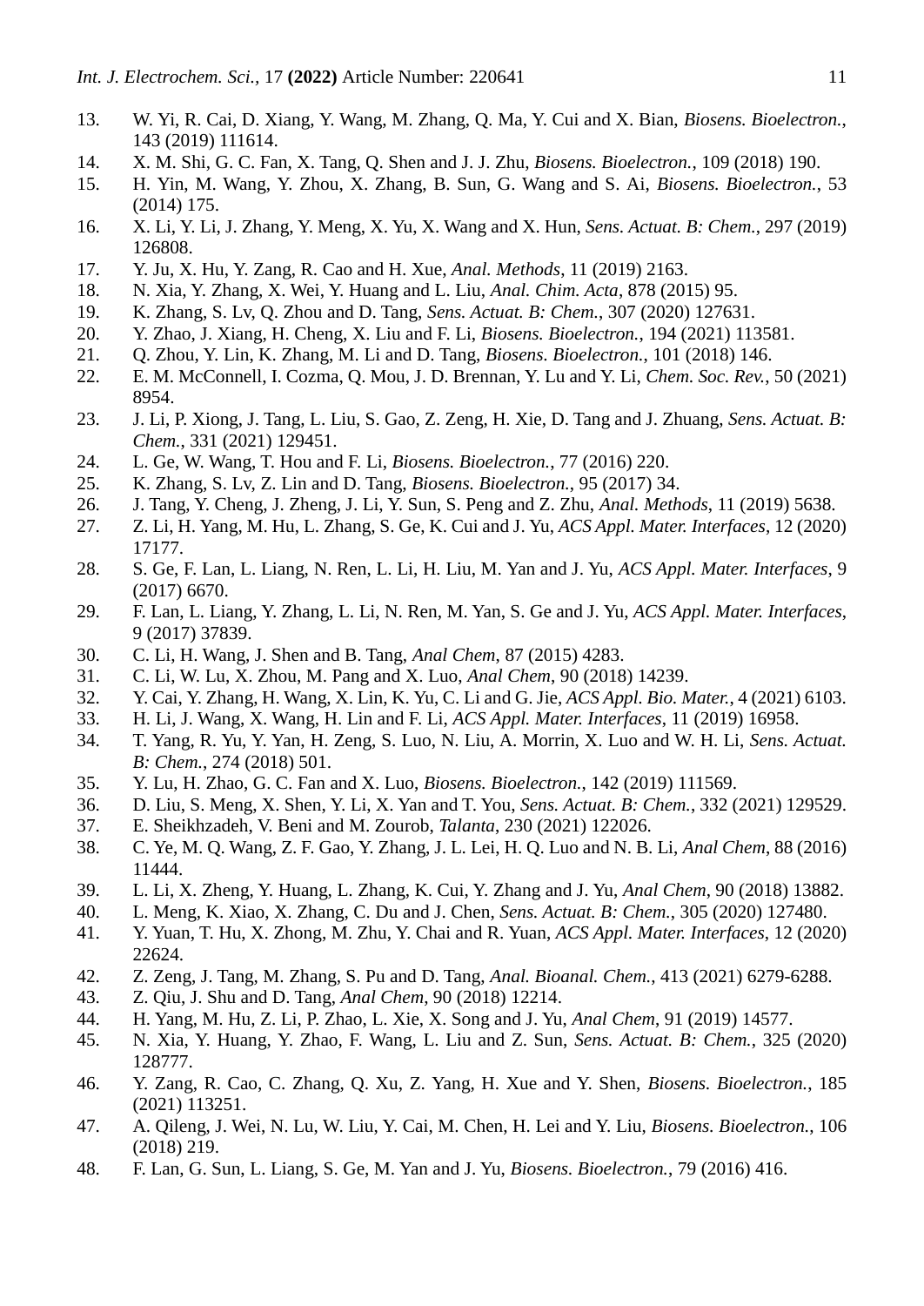13. W. Yi, R. Cai, D. Xiang, Y. Wang, M. Zhang, Q. Ma, Y. Cui and X. Bian, *Biosens. Bioelectron.*, 143 (2019) 111614.
14. X. M. Shi, G. C. Fan, X. Tang, Q. Shen and J. J. Zhu, *Biosens. Bioelectron.*, 109 (2018) 190.
15. H. Yin, M. Wang, Y. Zhou, X. Zhang, B. Sun, G. Wang and S. Ai, *Biosens. Bioelectron.*, 53 (2014) 175.
16. X. Li, Y. Li, J. Zhang, Y. Meng, X. Yu, X. Wang and X. Hun, *Sens. Actuat. B: Chem.*, 297 (2019) 126808.
17. Y. Ju, X. Hu, Y. Zang, R. Cao and H. Xue, *Anal. Methods*, 11 (2019) 2163.
18. N. Xia, Y. Zhang, X. Wei, Y. Huang and L. Liu, *Anal. Chim. Acta*, 878 (2015) 95.
19. K. Zhang, S. Lv, Q. Zhou and D. Tang, *Sens. Actuat. B: Chem.*, 307 (2020) 127631.
20. Y. Zhao, J. Xiang, H. Cheng, X. Liu and F. Li, *Biosens. Bioelectron.*, 194 (2021) 113581.
21. Q. Zhou, Y. Lin, K. Zhang, M. Li and D. Tang, *Biosens. Bioelectron.*, 101 (2018) 146.
22. E. M. McConnell, I. Cozma, Q. Mou, J. D. Brennan, Y. Lu and Y. Li, *Chem. Soc. Rev.*, 50 (2021) 8954.
23. J. Li, P. Xiong, J. Tang, L. Liu, S. Gao, Z. Zeng, H. Xie, D. Tang and J. Zhuang, *Sens. Actuat. B: Chem.*, 331 (2021) 129451.
24. L. Ge, W. Wang, T. Hou and F. Li, *Biosens. Bioelectron.*, 77 (2016) 220.
25. K. Zhang, S. Lv, Z. Lin and D. Tang, *Biosens. Bioelectron.*, 95 (2017) 34.
26. J. Tang, Y. Cheng, J. Zheng, J. Li, Y. Sun, S. Peng and Z. Zhu, *Anal. Methods*, 11 (2019) 5638.
27. Z. Li, H. Yang, M. Hu, L. Zhang, S. Ge, K. Cui and J. Yu, *ACS Appl. Mater. Interfaces*, 12 (2020) 17177.
28. S. Ge, F. Lan, L. Liang, N. Ren, L. Li, H. Liu, M. Yan and J. Yu, *ACS Appl. Mater. Interfaces*, 9 (2017) 6670.
29. F. Lan, L. Liang, Y. Zhang, L. Li, N. Ren, M. Yan, S. Ge and J. Yu, *ACS Appl. Mater. Interfaces*, 9 (2017) 37839.
30. C. Li, H. Wang, J. Shen and B. Tang, *Anal Chem*, 87 (2015) 4283.
31. C. Li, W. Lu, X. Zhou, M. Pang and X. Luo, *Anal Chem*, 90 (2018) 14239.
32. Y. Cai, Y. Zhang, H. Wang, X. Lin, K. Yu, C. Li and G. Jie, *ACS Appl. Bio. Mater.*, 4 (2021) 6103.
33. H. Li, J. Wang, X. Wang, H. Lin and F. Li, *ACS Appl. Mater. Interfaces*, 11 (2019) 16958.
34. T. Yang, R. Yu, Y. Yan, H. Zeng, S. Luo, N. Liu, A. Morrin, X. Luo and W. H. Li, *Sens. Actuat. B: Chem.*, 274 (2018) 501.
35. Y. Lu, H. Zhao, G. C. Fan and X. Luo, *Biosens. Bioelectron.*, 142 (2019) 111569.
36. D. Liu, S. Meng, X. Shen, Y. Li, X. Yan and T. You, *Sens. Actuat. B: Chem.*, 332 (2021) 129529.
37. E. Sheikhzadeh, V. Beni and M. Zourob, *Talanta*, 230 (2021) 122026.
38. C. Ye, M. Q. Wang, Z. F. Gao, Y. Zhang, J. L. Lei, H. Q. Luo and N. B. Li, *Anal Chem*, 88 (2016) 11444.
39. L. Li, X. Zheng, Y. Huang, L. Zhang, K. Cui, Y. Zhang and J. Yu, *Anal Chem*, 90 (2018) 13882.
40. L. Meng, K. Xiao, X. Zhang, C. Du and J. Chen, *Sens. Actuat. B: Chem.*, 305 (2020) 127480.
41. Y. Yuan, T. Hu, X. Zhong, M. Zhu, Y. Chai and R. Yuan, *ACS Appl. Mater. Interfaces*, 12 (2020) 22624.
42. Z. Zeng, J. Tang, M. Zhang, S. Pu and D. Tang, *Anal. Bioanal. Chem.*, 413 (2021) 6279-6288.
43. Z. Qiu, J. Shu and D. Tang, *Anal Chem*, 90 (2018) 12214.
44. H. Yang, M. Hu, Z. Li, P. Zhao, L. Xie, X. Song and J. Yu, *Anal Chem*, 91 (2019) 14577.
45. N. Xia, Y. Huang, Y. Zhao, F. Wang, L. Liu and Z. Sun, *Sens. Actuat. B: Chem.*, 325 (2020) 128777.
46. Y. Zang, R. Cao, C. Zhang, Q. Xu, Z. Yang, H. Xue and Y. Shen, *Biosens. Bioelectron.*, 185 (2021) 113251.
47. A. Qileng, J. Wei, N. Lu, W. Liu, Y. Cai, M. Chen, H. Lei and Y. Liu, *Biosens. Bioelectron.*, 106 (2018) 219.
48. F. Lan, G. Sun, L. Liang, S. Ge, M. Yan and J. Yu, *Biosens. Bioelectron.*, 79 (2016) 416.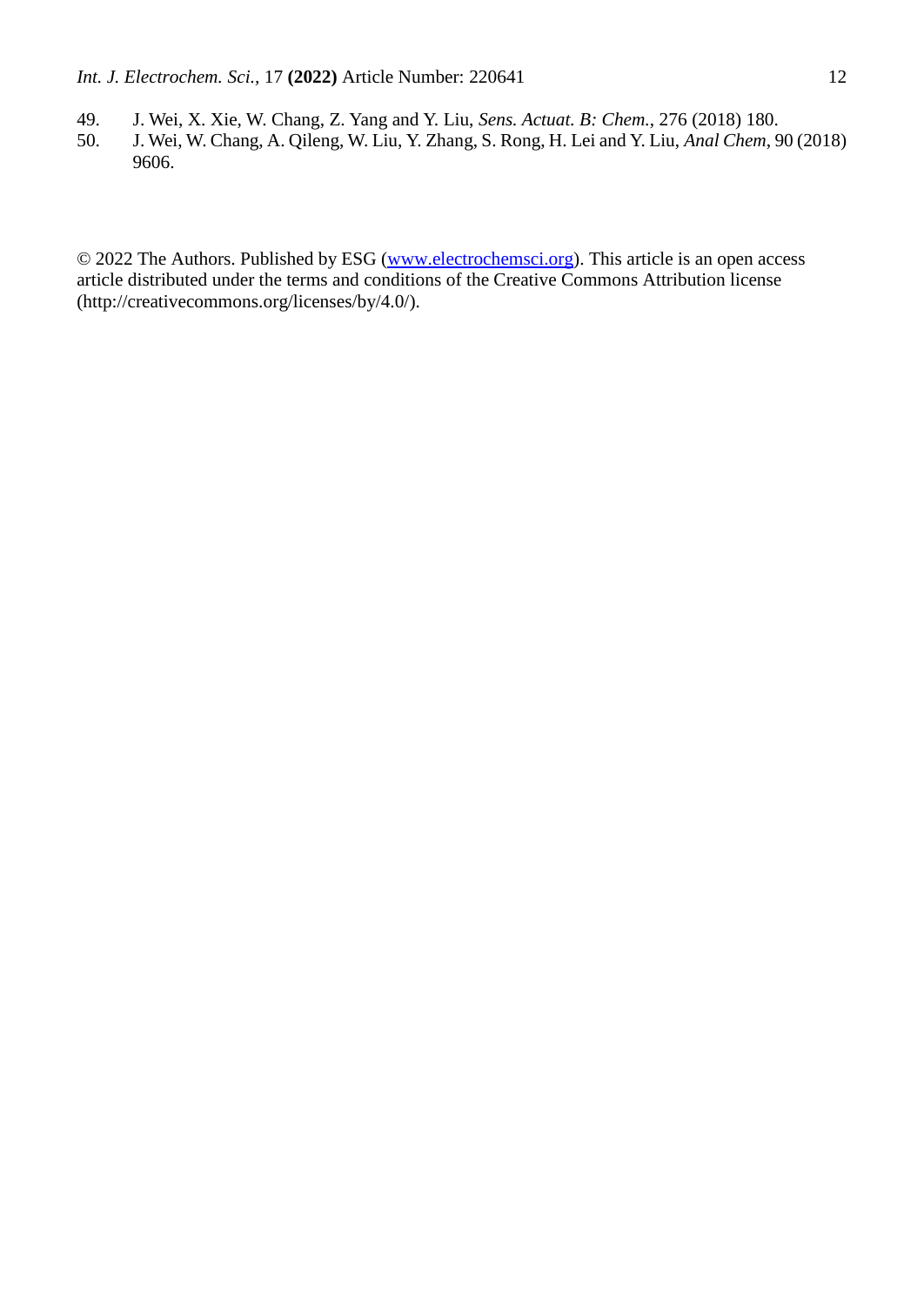49. J. Wei, X. Xie, W. Chang, Z. Yang and Y. Liu, *Sens. Actuat. B: Chem.*, 276 (2018) 180.
50. J. Wei, W. Chang, A. Qileng, W. Liu, Y. Zhang, S. Rong, H. Lei and Y. Liu, *Anal Chem*, 90 (2018) 9606.

© 2022 The Authors. Published by ESG (www.electrochemsci.org). This article is an open access article distributed under the terms and conditions of the Creative Commons Attribution license (http://creativecommons.org/licenses/by/4.0/).